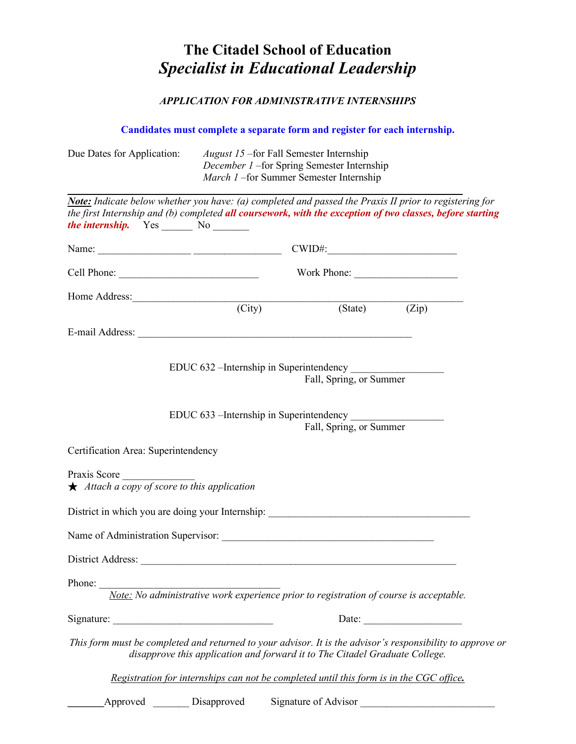# The Citadel School of Education
## *Specialist in Educational Leadership*

### *APPLICATION FOR ADMINISTRATIVE INTERNSHIPS*

**Candidates must complete a separate form and register for each internship.**

Due Dates for Application:
*August 15* –for Fall Semester Internship
*December 1* –for Spring Semester Internship
*March 1* –for Summer Semester Internship

***Note:*** *Indicate below whether you have: (a) completed and passed the Praxis II prior to registering for the first Internship and (b) completed* ***all coursework, with the exception of two classes, before starting the internship.*** Yes ______ No _______

Name: _________________ ________________ CWID#:________________________

Cell Phone: __________________________ Work Phone: ___________________

Home Address:____________________________________________________________
(City) (State) (Zip)

E-mail Address: ___________________________________________________

EDUC 632 –Internship in Superintendency _________________
Fall, Spring, or Summer

EDUC 633 –Internship in Superintendency _________________
Fall, Spring, or Summer

Certification Area: Superintendency

Praxis Score _____________
★ *Attach a copy of score to this application*

District in which you are doing your Internship: _____________________________________

Name of Administration Supervisor: _______________________________________

District Address: __________________________________________________________

Phone: __________________________________
*Note: No administrative work experience prior to registration of course is acceptable.*

Signature: _____________________________ Date: __________________

*This form must be completed and returned to your advisor. It is the advisor's responsibility to approve or disapprove this application and forward it to The Citadel Graduate College.*

*Registration for internships can not be completed until this form is in the CGC office.*

_______Approved _______ Disapproved Signature of Advisor _________________________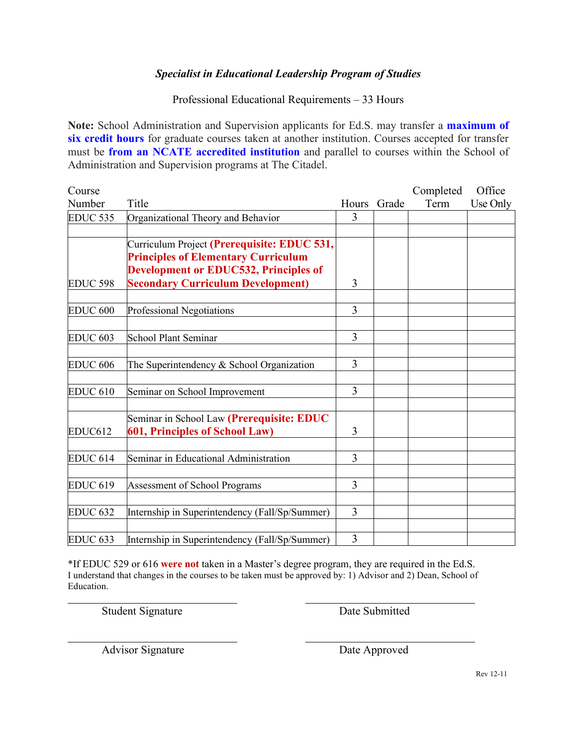***Specialist in Educational Leadership Program of Studies***

Professional Educational Requirements – 33 Hours

**Note:** School Administration and Supervision applicants for Ed.S. may transfer a **maximum of six credit hours** for graduate courses taken at another institution. Courses accepted for transfer must be **from an NCATE accredited institution** and parallel to courses within the School of Administration and Supervision programs at The Citadel.

| Course Number | Title | Hours | Grade | Completed Term | Office Use Only |
|---|---|---|---|---|---|
| EDUC 535 | Organizational Theory and Behavior | 3 | | | |
| | | | | | |
| EDUC 598 | Curriculum Project **(Prerequisite: EDUC 531, Principles of Elementary Curriculum Development or EDUC532, Principles of Secondary Curriculum Development)** | 3 | | | |
| | | | | | |
| EDUC 600 | Professional Negotiations | 3 | | | |
| | | | | | |
| EDUC 603 | School Plant Seminar | 3 | | | |
| | | | | | |
| EDUC 606 | The Superintendency & School Organization | 3 | | | |
| | | | | | |
| EDUC 610 | Seminar on School Improvement | 3 | | | |
| | | | | | |
| EDUC612 | Seminar in School Law **(Prerequisite: EDUC 601, Principles of School Law)** | 3 | | | |
| | | | | | |
| EDUC 614 | Seminar in Educational Administration | 3 | | | |
| | | | | | |
| EDUC 619 | Assessment of School Programs | 3 | | | |
| | | | | | |
| EDUC 632 | Internship in Superintendency (Fall/Sp/Summer) | 3 | | | |
| | | | | | |
| EDUC 633 | Internship in Superintendency (Fall/Sp/Summer) | 3 | | | |

*If EDUC 529 or 616 **were not** taken in a Master's degree program, they are required in the Ed.S.
I understand that changes in the courses to be taken must be approved by: 1) Advisor and 2) Dean, School of Education.

Student Signature ____________________ Date Submitted ____________________

Advisor Signature ____________________ Date Approved ____________________

Rev 12-11